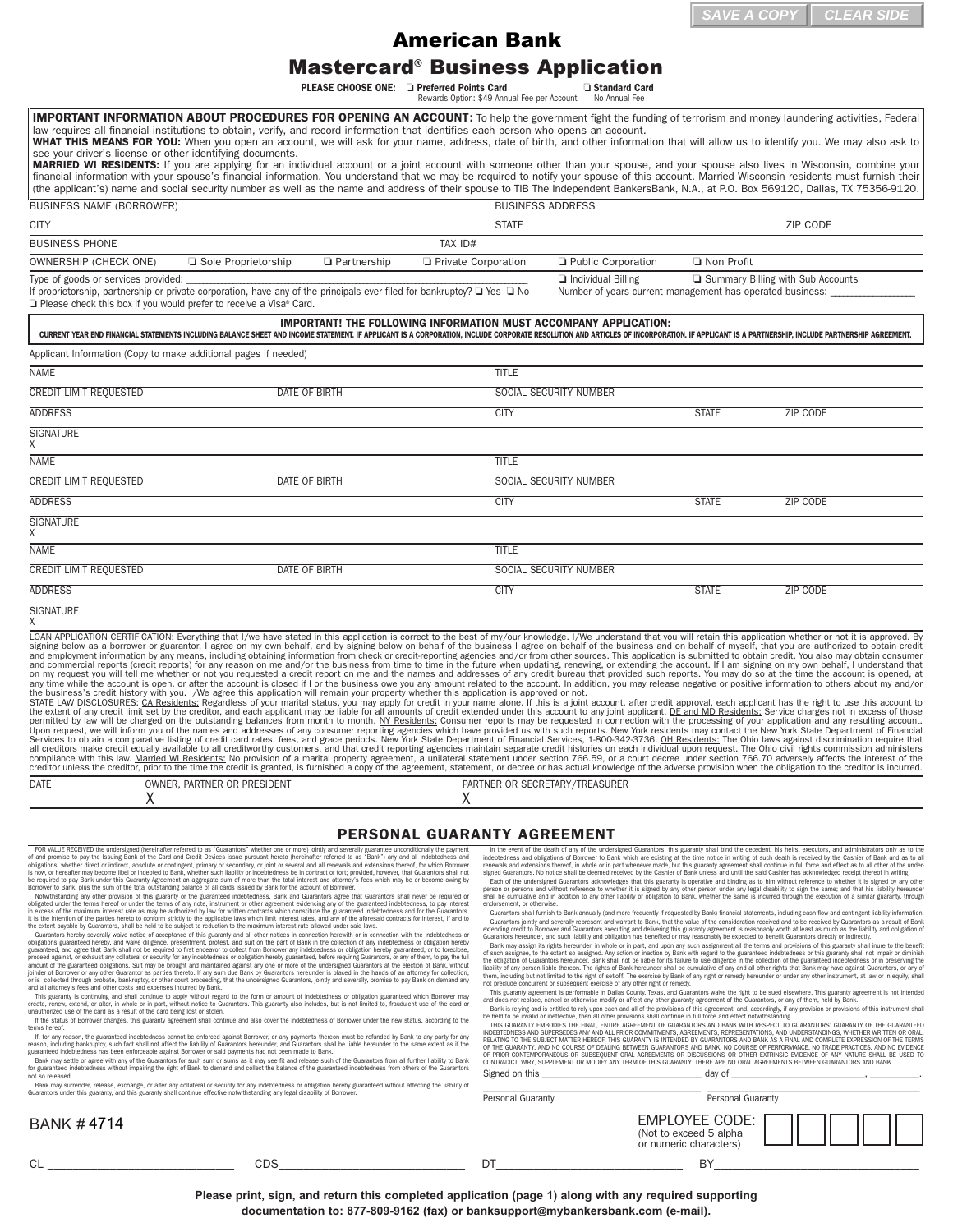SAVE A COPY | CLEAR SIDE

# American Bank

## Mastercard® Business Application

**PLEASE CHOOSE ONE:** ❑ **Preferred Points Card** Rewards Option: $49 Annual Fee per Account ❑ **Standard Card** No Annual Fee

**IMPORTANT INFORMATION ABOUT PROCEDURES FOR OPENING AN ACCOUNT:** To help the government fight the funding of terrorism and money laundering activities, Federal law requires all financial institutions to obtain, verify, and record information that identifies each person who opens an account.
**WHAT THIS MEANS FOR YOU:** When you open an account, we will ask for your name, address, date of birth, and other information that will allow us to identify you. We may also ask to see your driver's license or other identifying documents.
**MARRIED WI RESIDENTS:** If you are applying for an individual account or a joint account with someone other than your spouse, and your spouse also lives in Wisconsin, combine your financial information with your spouse's financial information. You understand that we may be required to notify your spouse of this account. Married Wisconsin residents must furnish their (the applicant's) name and social security number as well as the name and address of their spouse to TIB The Independent BankersBank, N.A., at P.O. Box 569120, Dallas, TX 75356-9120.

| | | |
|---|---|---|
| BUSINESS NAME (BORROWER) | BUSINESS ADDRESS | |
| CITY | STATE | ZIP CODE |
| BUSINESS PHONE | TAX ID# | |

OWNERSHIP (CHECK ONE) ❑ Sole Proprietorship ❑ Partnership ❑ Private Corporation ❑ Public Corporation ❑ Non Profit

Type of goods or services provided: ______ ❑ Individual Billing ❑ Summary Billing with Sub Accounts
If proprietorship, partnership or private corporation, have any of the principals ever filed for bankruptcy? ❑ Yes ❑ No Number of years current management has operated business: ______
❑ Please check this box if you would prefer to receive a Visa® Card.

**IMPORTANT! THE FOLLOWING INFORMATION MUST ACCOMPANY APPLICATION:**
**CURRENT YEAR END FINANCIAL STATEMENTS INCLUDING BALANCE SHEET AND INCOME STATEMENT. IF APPLICANT IS A CORPORATION, INCLUDE CORPORATE RESOLUTION AND ARTICLES OF INCORPORATION. IF APPLICANT IS A PARTNERSHIP, INCLUDE PARTNERSHIP AGREEMENT.**

Applicant Information (Copy to make additional pages if needed)

| | | | | |
|---|---|---|---|---|
| NAME | | TITLE | | |
| CREDIT LIMIT REQUESTED | DATE OF BIRTH | SOCIAL SECURITY NUMBER | | |
| ADDRESS | | CITY | STATE | ZIP CODE |
| SIGNATURE X | | | | |
| NAME | | TITLE | | |
| CREDIT LIMIT REQUESTED | DATE OF BIRTH | SOCIAL SECURITY NUMBER | | |
| ADDRESS | | CITY | STATE | ZIP CODE |
| SIGNATURE X | | | | |
| NAME | | TITLE | | |
| CREDIT LIMIT REQUESTED | DATE OF BIRTH | SOCIAL SECURITY NUMBER | | |
| ADDRESS | | CITY | STATE | ZIP CODE |
| SIGNATURE X | | | | |

LOAN APPLICATION CERTIFICATION: Everything that I/we have stated in this application is correct to the best of my/our knowledge. I/We understand that you will retain this application whether or not it is approved. By signing below as a borrower or guarantor, I agree on my own behalf, and by signing below on behalf of the business I agree on behalf of the business and on behalf of myself, that you are authorized to obtain credit and employment information by any means, including obtaining information from check or credit-reporting agencies and/or from other sources. This application is submitted to obtain credit. You also may obtain consumer and commercial reports (credit reports) for any reason on me and/or the business from time to time in the future when updating, renewing, or extending the account. If I am signing on my own behalf, I understand that on my request you will tell me whether or not you requested a credit report on me and the names and addresses of any credit bureau that provided such reports. You may do so at the time the account is opened, at any time while the account is open, or after the account is closed if I or the business owe you any amount related to the account. In addition, you may release negative or positive information to others about my and/or the business's credit history with you. I/We agree this application will remain your property whether this application is approved or not.
STATE LAW DISCLOSURES: CA Residents: Regardless of your marital status, you may apply for credit in your name alone. If this is a joint account, after credit approval, each applicant has the right to use this account to the extent of any credit limit set by the creditor, and each applicant may be liable for all amounts of credit extended under this account to any joint applicant. DE and MD Residents: Service charges not in excess of those permitted by law will be charged on the outstanding balances from month to month. NY Residents: Consumer reports may be requested in connection with the processing of your application and any resulting account. Upon request, we will inform you of the names and addresses of any consumer reporting agencies which have provided us with such reports. New York residents may contact the New York State Department of Financial Services to obtain a comparative listing of credit card rates, fees, and grace periods. New York State Department of Financial Services, 1-800-342-3736. OH Residents: The Ohio laws against discrimination require that all creditors make credit equally available to all creditworthy customers, and that credit reporting agencies maintain separate credit histories on each individual upon request. The Ohio civil rights commission administers compliance with this law. Married WI Residents: No provision of a marital property agreement, a unilateral statement under section 766.59, or a court decree under section 766.70 adversely affects the interest of the creditor unless the creditor, prior to the time the credit is granted, is furnished a copy of the agreement, statement, or decree or has actual knowledge of the adverse provision when the obligation to the creditor is incurred.

| DATE | OWNER, PARTNER OR PRESIDENT | PARTNER OR SECRETARY/TREASURER |
|---|---|---|
| | X | X |

## PERSONAL GUARANTY AGREEMENT

FOR VALUE RECEIVED the undersigned (hereinafter referred to as "Guarantors" whether one or more) jointly and severally guarantee unconditionally the payment of and promise to pay to the Issuing Bank of the Card and Credit Devices issue pursuant hereto (hereinafter referred to as "Bank") any and all indebtedness and obligations, whether direct or indirect, absolute or contingent, primary or secondary, or joint or several and all renewals and extensions thereof, for which Borrower is now, or hereafter may become liable or indebted to Bank, whether such liability or indebtedness be in contract or tort; provided, however, that Guarantors shall not be required to pay Bank under this Guaranty Agreement an aggregate sum of more than the total interest and attorney's fees which may be or become owing by Borrower to Bank, plus the sum of the total outstanding balance of all cards issued by Bank for the account of Borrower.

Notwithstanding any other provision of this guaranty or the guaranteed indebtedness, Bank and Guarantors agree that Guarantors shall never be required or obligated under the terms hereof or under the terms of any note, instrument or other agreement evidencing any of the guaranteed indebtedness, to pay interest in excess of the maximum interest rate as may be authorized by law for written contracts which constitute the guaranteed indebtedness and for the Guarantors. It is the intention of the parties hereto to conform strictly to the applicable laws which limit interest rates, and any of the aforesaid contracts for interest, if and to the extent payable by Guarantors, shall be held to be subject to reduction to the maximum interest rate allowed under said laws.

Guarantors hereby severally waive notice of acceptance of this guaranty and all other notices in connection herewith or in connection with the indebtedness or obligations guaranteed hereby, and waive diligence, presentment, protest, and suit on the part of Bank in the collection of any indebtedness or obligation hereby guaranteed, and agree that Bank shall not be required to first endeavor to collect from Borrower any indebtedness or obligation hereby guaranteed, or to foreclose, proceed against, or exhaust any collateral or security for any indebtedness or obligation hereby guaranteed, before requiring Guarantors, or any of them, to pay the full amount of the guaranteed obligations. Suit may be brought and maintained against any one or more of the undersigned Guarantors at the election of Bank, without joinder of Borrower or any other Guarantor as parties thereto. If any sum due Bank by Guarantors hereunder is placed in the hands of an attorney for collection, or is collected through probate, bankruptcy, or other court proceeding, that the undersigned Guarantors, jointly and severally, promise to pay Bank on demand any and all attorney's fees and other costs and expenses incurred by Bank.

This guaranty is continuing and shall continue to apply without regard to the form or amount of indebtedness or obligation guaranteed which Borrower may create, renew, extend, or alter, in whole or in part, without notice to Guarantors. This guaranty also includes, but is not limited to, fraudulent use of the card or unauthorized use of the card as a result of the card being lost or stolen.

If the status of Borrower changes, this guaranty agreement shall continue and also cover the indebtedness of Borrower under the new status, according to the terms hereof.

If, for any reason, the guaranteed indebtedness cannot be enforced against Borrower, or any payments thereon must be refunded by Bank to any party for any reason, including bankruptcy, such fact shall not affect the liability of Guarantors hereunder, and Guarantors shall be liable hereunder to the same extent as if the guaranteed indebtedness has been enforceable against Borrower or said payments had not been made to Bank.

Bank may settle or agree with any of the Guarantors for such sum or sums as it may see fit and release such of the Guarantors from all further liability to Bank for guaranteed indebtedness without impairing the right of Bank to demand and collect the balance of the guaranteed indebtedness from others of the Guarantors not so released.

Bank may surrender, release, exchange, or alter any collateral or security for any indebtedness or obligation hereby guaranteed without affecting the liability of Guarantors under this guaranty, and this guaranty shall continue effective notwithstanding any legal disability of Borrower.

In the event of the death of any of the undersigned Guarantors, this guaranty shall bind the decedent, his heirs, executors, and administrators only as to the indebtedness and obligations of Borrower to Bank which are existing at the time notice in writing of such death is received by the Cashier of Bank and as to all renewals and extensions thereof, in whole or in part whenever made, but this guaranty agreement shall continue in full force and effect as to all other of the undersigned Guarantors. No notice shall be deemed received by the Cashier of Bank unless and until the said Cashier has acknowledged receipt thereof in writing.

Each of the undersigned Guarantors acknowledges that this guaranty is operative and binding as to him without reference to whether it is signed by any other person or persons and without reference to whether it is signed by any other person under any legal disability to sign the same; and that his liability hereunder shall be cumulative and in addition to any other liability or obligation to Bank, whether the same is incurred through the execution of a similar guaranty, through endorsement, or otherwise.

Guarantors shall furnish to Bank annually (and more frequently if requested by Bank) financial statements, including cash flow and contingent liability information.

Guarantors jointly and severally represent and warrant to Bank, that the value of the consideration received and to be received by Guarantors as a result of Bank extending credit to Borrower and Guarantors executing and delivering this guaranty agreement is reasonably worth at least as much as the liability and obligation of Guarantors hereunder, and such liability and obligation has benefited or may reasonably be expected to benefit Guarantors directly or indirectly.

Bank may assign its rights hereunder, in whole or in part, and upon any such assignment all the terms and provisions of this guaranty shall inure to the benefit of such assignee, to the extent so assigned. Any action or inaction by Bank with regard to the guaranteed indebtedness or this guaranty shall not impair or diminish the obligation of Guarantors hereunder. Bank shall not be liable for its failure to use diligence in the collection of the guaranteed indebtedness or in preserving the liability of any person liable thereon. The rights of Bank hereunder shall be cumulative of any and all other rights that Bank may have against Guarantors, or any of them, including but not limited to the right of set-off. The exercise by Bank of any right or remedy hereunder or under any other instrument, at law or in equity, shall not preclude concurrent or subsequent exercise of any other right or remedy.

This guaranty agreement is performable in Dallas County, Texas, and Guarantors waive the right to be sued elsewhere. This guaranty agreement is not intended and does not replace, cancel or otherwise modify or affect any other guaranty agreement of the Guarantors, or any of them, held by Bank.

Bank is relying and is entitled to rely upon each and all of the provisions of this agreement; and, accordingly, if any provision or provisions of this instrument shall be held to be invalid or ineffective, then all other provisions shall continue in full force and effect notwithstanding.

THIS GUARANTY EMBODIES THE FINAL, ENTIRE AGREEMENT OF GUARANTORS AND BANK WITH RESPECT TO GUARANTORS' GUARANTY OF THE GUARANTEED INDEBTEDNESS AND SUPERSEDES ANY AND ALL PRIOR COMMITMENTS, AGREEMENTS, REPRESENTATIONS, AND UNDERSTANDINGS, WHETHER WRITTEN OR ORAL, RELATING TO THE SUBJECT MATTER HEREOF. THIS GUARANTY IS INTENDED BY GUARANTORS AND BANK AS A FINAL AND COMPLETE EXPRESSION OF THE TERMS OF THE GUARANTY, AND NO COURSE OF DEALING BETWEEN GUARANTORS AND BANK, NO COURSE OF PERFORMANCE, NO TRADE PRACTICES, AND NO EVIDENCE OF PRIOR CONTEMPORANEOUS OR SUBSEQUENT ORAL AGREEMENTS OR DISCUSSIONS OR OTHER EXTRINSIC EVIDENCE OF ANY NATURE SHALL BE USED TO CONTRADICT, VARY, SUPPLEMENT OR MODIFY ANY TERM OF THIS GUARANTY. THERE ARE NO ORAL AGREEMENTS BETWEEN GUARANTORS AND BANK.

Signed on this ______ day of ______, ______.

______ Personal Guaranty ______ Personal Guaranty

BANK # 4714

EMPLOYEE CODE: (Not to exceed 5 alpha or numeric characters) ☐☐☐☐☐

CL ______ CDS______ DT______ BY______

**Please print, sign, and return this completed application (page 1) along with any required supporting documentation to: 877-809-9162 (fax) or banksupport@mybankersbank.com (e-mail).**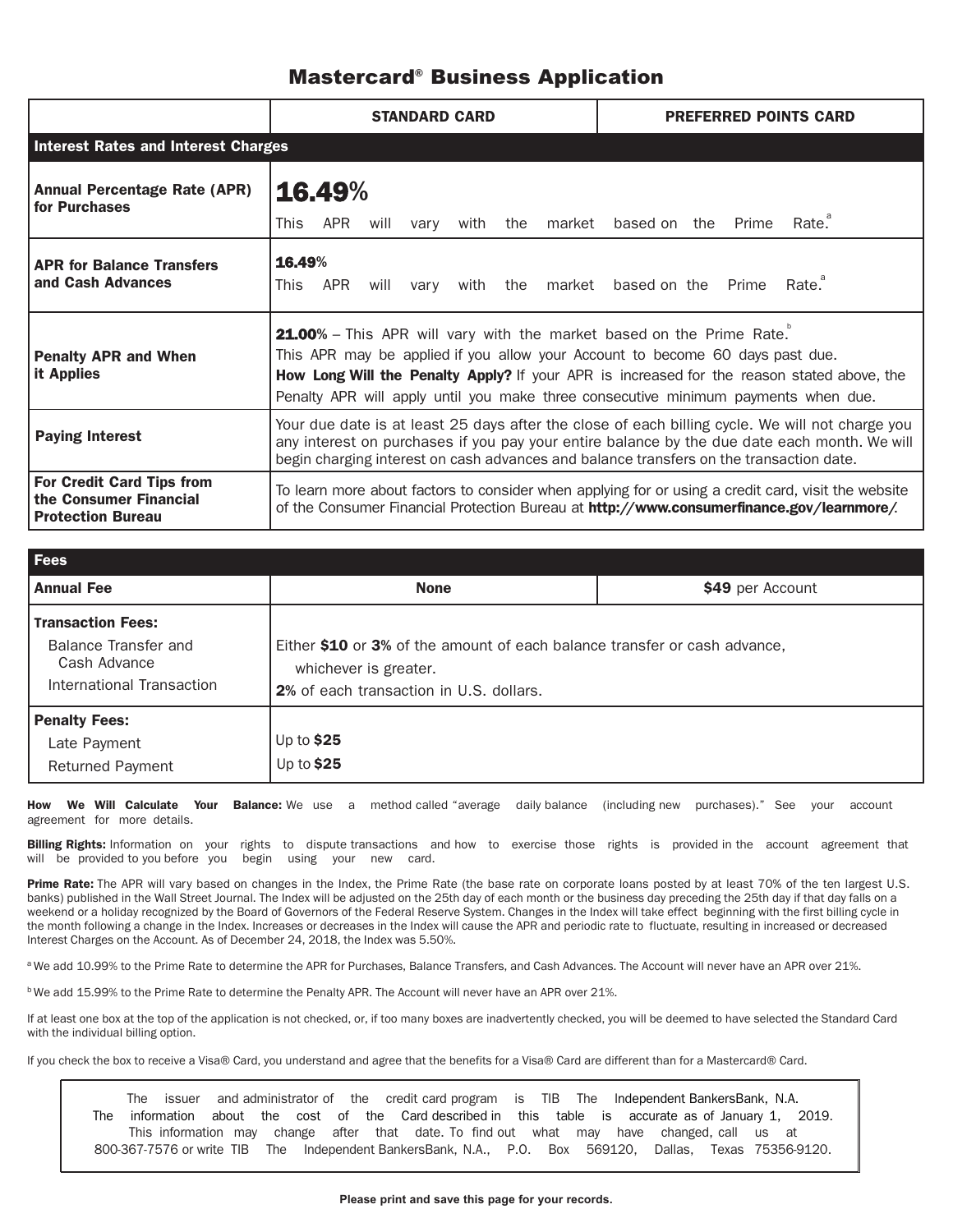# Mastercard® Business Application

| | STANDARD CARD | PREFERRED POINTS CARD |
|---|---|---|
| **Interest Rates and Interest Charges** | | |
| **Annual Percentage Rate (APR) for Purchases** | **16.49%** This APR will vary with the market based on the Prime Rate.[a] | |
| **APR for Balance Transfers and Cash Advances** | **16.49%** This APR will vary with the market based on the Prime Rate.[a] | |
| **Penalty APR and When it Applies** | **21.00%** – This APR will vary with the market based on the Prime Rate.[b] This APR may be applied if you allow your Account to become 60 days past due. **How Long Will the Penalty Apply?** If your APR is increased for the reason stated above, the Penalty APR will apply until you make three consecutive minimum payments when due. | |
| **Paying Interest** | Your due date is at least 25 days after the close of each billing cycle. We will not charge you any interest on purchases if you pay your entire balance by the due date each month. We will begin charging interest on cash advances and balance transfers on the transaction date. | |
| **For Credit Card Tips from the Consumer Financial Protection Bureau** | To learn more about factors to consider when applying for or using a credit card, visit the website of the Consumer Financial Protection Bureau at **http://www.consumerfinance.gov/learnmore/**. | |

| **Fees** | | |
|---|---|---|
| **Annual Fee** | **None** | **$49** per Account |
| **Transaction Fees:** Balance Transfer and Cash Advance | Either **$10** or **3%** of the amount of each balance transfer or cash advance, whichever is greater. | |
| International Transaction | **2%** of each transaction in U.S. dollars. | |
| **Penalty Fees:** Late Payment | Up to **$25** | |
| Returned Payment | Up to **$25** | |

**How We Will Calculate Your Balance:** We use a method called "average daily balance (including new purchases)." See your account agreement for more details.

**Billing Rights:** Information on your rights to dispute transactions and how to exercise those rights is provided in the account agreement that will be provided to you before you begin using your new card.

**Prime Rate:** The APR will vary based on changes in the Index, the Prime Rate (the base rate on corporate loans posted by at least 70% of the ten largest U.S. banks) published in the Wall Street Journal. The Index will be adjusted on the 25th day of each month or the business day preceding the 25th day if that day falls on a weekend or a holiday recognized by the Board of Governors of the Federal Reserve System. Changes in the Index will take effect beginning with the first billing cycle in the month following a change in the Index. Increases or decreases in the Index will cause the APR and periodic rate to fluctuate, resulting in increased or decreased Interest Charges on the Account. As of December 24, 2018, the Index was 5.50%.

[a] We add 10.99% to the Prime Rate to determine the APR for Purchases, Balance Transfers, and Cash Advances. The Account will never have an APR over 21%.

[b] We add 15.99% to the Prime Rate to determine the Penalty APR. The Account will never have an APR over 21%.

If at least one box at the top of the application is not checked, or, if too many boxes are inadvertently checked, you will be deemed to have selected the Standard Card with the individual billing option.

If you check the box to receive a Visa® Card, you understand and agree that the benefits for a Visa® Card are different than for a Mastercard® Card.

The issuer and administrator of the credit card program is TIB The Independent BankersBank, N.A. The information about the cost of the Card described in this table is accurate as of January 1, 2019. This information may change after that date. To find out what may have changed, call us at 800-367-7576 or write TIB The Independent BankersBank, N.A., P.O. Box 569120, Dallas, Texas 75356-9120.

**Please print and save this page for your records.**